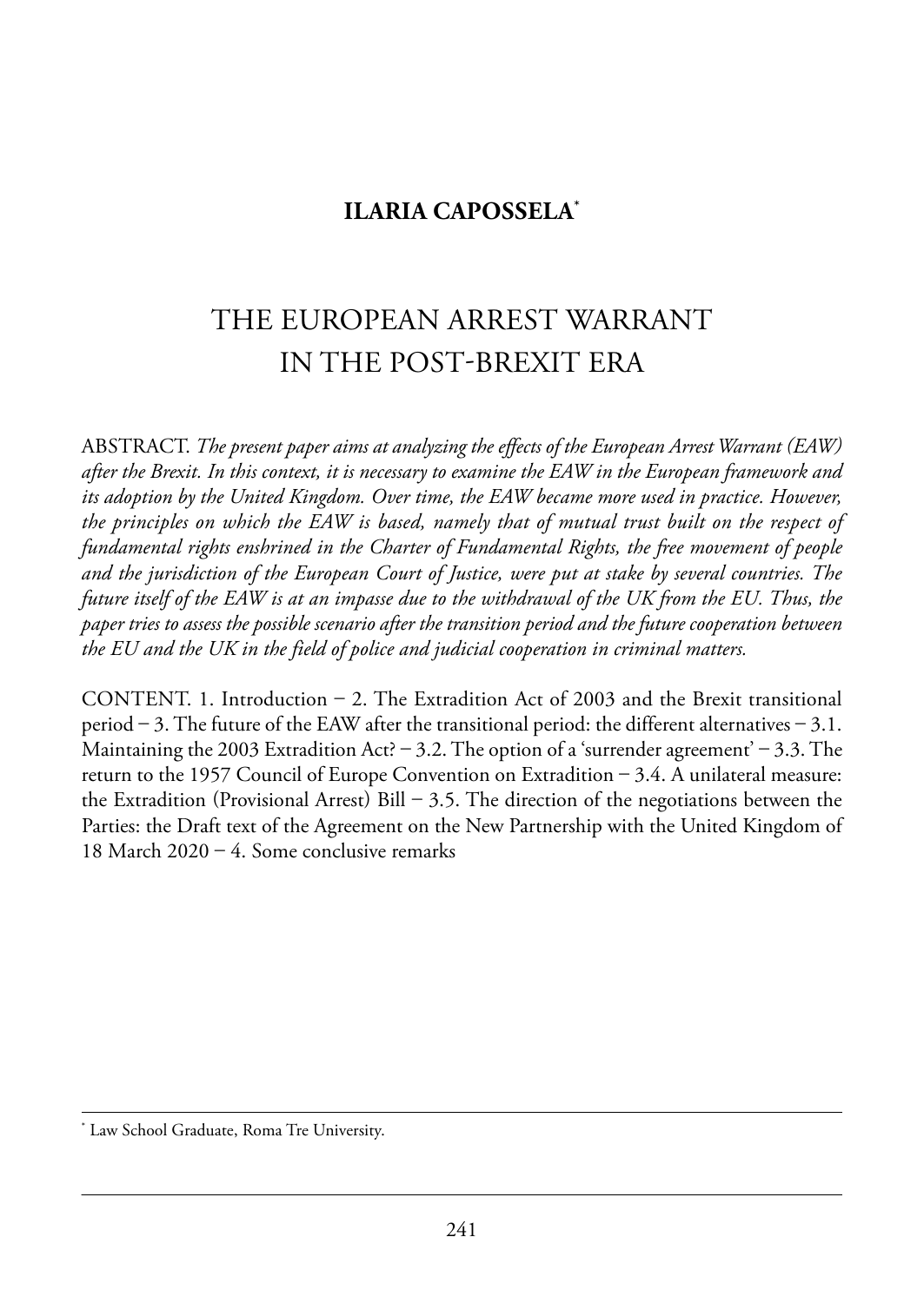**ILARIA CAPOSSELA**[*]

# THE EUROPEAN ARREST WARRANT IN THE POST-BREXIT ERA

ABSTRACT. *The present paper aims at analyzing the effects of the European Arrest Warrant (EAW) after the Brexit. In this context, it is necessary to examine the EAW in the European framework and its adoption by the United Kingdom. Over time, the EAW became more used in practice. However, the principles on which the EAW is based, namely that of mutual trust built on the respect of fundamental rights enshrined in the Charter of Fundamental Rights, the free movement of people and the jurisdiction of the European Court of Justice, were put at stake by several countries. The future itself of the EAW is at an impasse due to the withdrawal of the UK from the EU. Thus, the paper tries to assess the possible scenario after the transition period and the future cooperation between the EU and the UK in the field of police and judicial cooperation in criminal matters.*

CONTENT. 1. Introduction – 2. The Extradition Act of 2003 and the Brexit transitional period – 3. The future of the EAW after the transitional period: the different alternatives – 3.1. Maintaining the 2003 Extradition Act? – 3.2. The option of a 'surrender agreement' – 3.3. The return to the 1957 Council of Europe Convention on Extradition – 3.4. A unilateral measure: the Extradition (Provisional Arrest) Bill – 3.5. The direction of the negotiations between the Parties: the Draft text of the Agreement on the New Partnership with the United Kingdom of 18 March 2020 – 4. Some conclusive remarks

[*] Law School Graduate, Roma Tre University.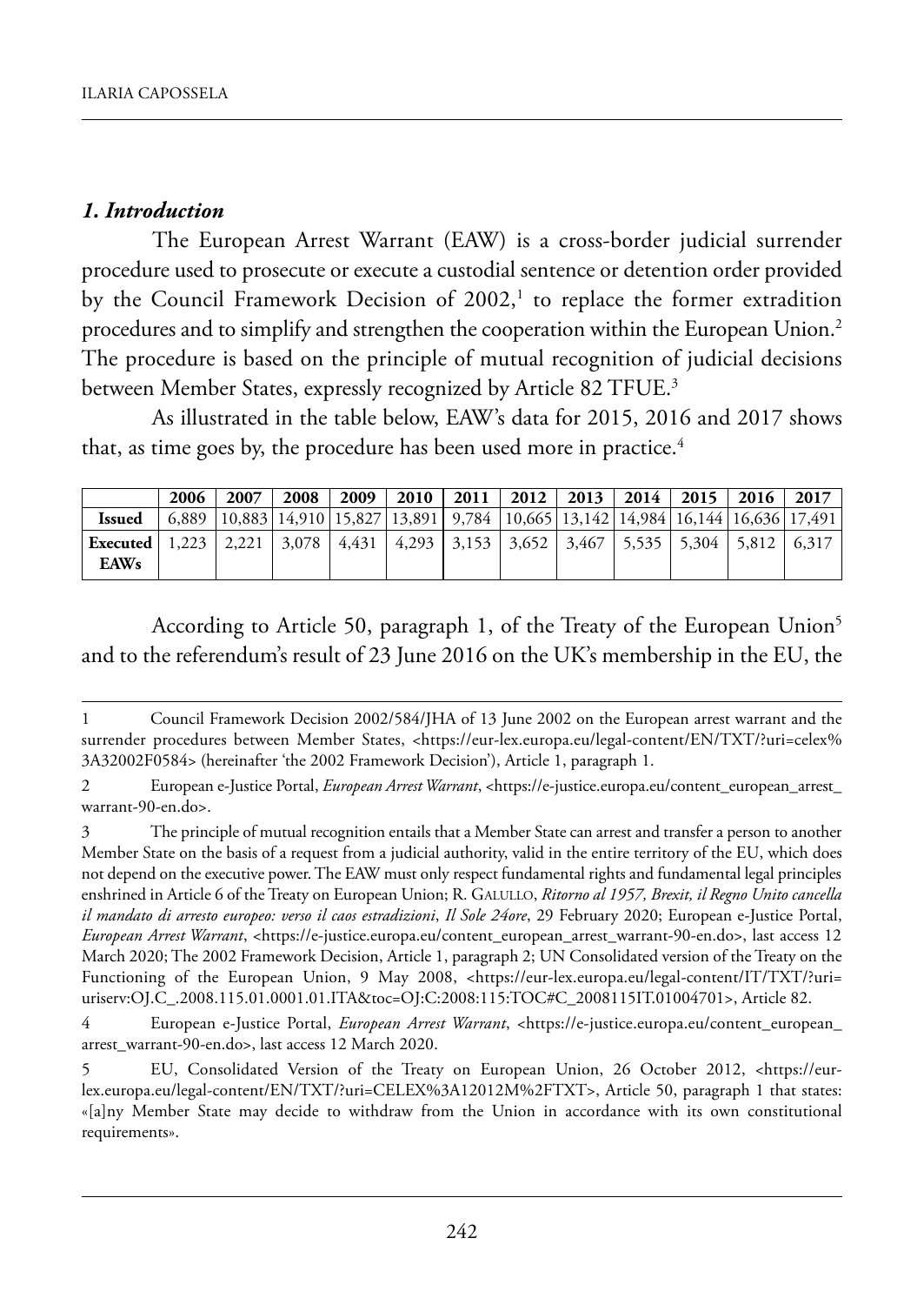## *1. Introduction*

The European Arrest Warrant (EAW) is a cross-border judicial surrender procedure used to prosecute or execute a custodial sentence or detention order provided by the Council Framework Decision of 2002,[1] to replace the former extradition procedures and to simplify and strengthen the cooperation within the European Union.[2] The procedure is based on the principle of mutual recognition of judicial decisions between Member States, expressly recognized by Article 82 TFUE.[3]

As illustrated in the table below, EAW's data for 2015, 2016 and 2017 shows that, as time goes by, the procedure has been used more in practice.[4]

| | **2006** | **2007** | **2008** | **2009** | **2010** | **2011** | **2012** | **2013** | **2014** | **2015** | **2016** | **2017** |
|---|---|---|---|---|---|---|---|---|---|---|---|---|
| **Issued** | 6,889 | 10,883 | 14,910 | 15,827 | 13,891 | 9,784 | 10,665 | 13,142 | 14,984 | 16,144 | 16,636 | 17,491 |
| **Executed EAWs** | 1,223 | 2,221 | 3,078 | 4,431 | 4,293 | 3,153 | 3,652 | 3,467 | 5,535 | 5,304 | 5,812 | 6,317 |

According to Article 50, paragraph 1, of the Treaty of the European Union[5] and to the referendum's result of 23 June 2016 on the UK's membership in the EU, the

---

1 Council Framework Decision 2002/584/JHA of 13 June 2002 on the European arrest warrant and the surrender procedures between Member States, <https://eur-lex.europa.eu/legal-content/EN/TXT/?uri=celex%3A32002F0584> (hereinafter 'the 2002 Framework Decision'), Article 1, paragraph 1.

2 European e-Justice Portal, *European Arrest Warrant*, <https://e-justice.europa.eu/content_european_arrest_warrant-90-en.do>.

3 The principle of mutual recognition entails that a Member State can arrest and transfer a person to another Member State on the basis of a request from a judicial authority, valid in the entire territory of the EU, which does not depend on the executive power. The EAW must only respect fundamental rights and fundamental legal principles enshrined in Article 6 of the Treaty on European Union; R. Galullo, *Ritorno al 1957, Brexit, il Regno Unito cancella il mandato di arresto europeo: verso il caos estradizioni*, *Il Sole 24ore*, 29 February 2020; European e-Justice Portal, *European Arrest Warrant*, <https://e-justice.europa.eu/content_european_arrest_warrant-90-en.do>, last access 12 March 2020; The 2002 Framework Decision, Article 1, paragraph 2; UN Consolidated version of the Treaty on the Functioning of the European Union, 9 May 2008, <https://eur-lex.europa.eu/legal-content/IT/TXT/?uri=uriserv:OJ.C_.2008.115.01.0001.01.ITA&toc=OJ:C:2008:115:TOC#C_2008115IT.01004701>, Article 82.

4 European e-Justice Portal, *European Arrest Warrant*, <https://e-justice.europa.eu/content_european_arrest_warrant-90-en.do>, last access 12 March 2020.

5 EU, Consolidated Version of the Treaty on European Union, 26 October 2012, <https://eur-lex.europa.eu/legal-content/EN/TXT/?uri=CELEX%3A12012M%2FTXT>, Article 50, paragraph 1 that states: «[a]ny Member State may decide to withdraw from the Union in accordance with its own constitutional requirements».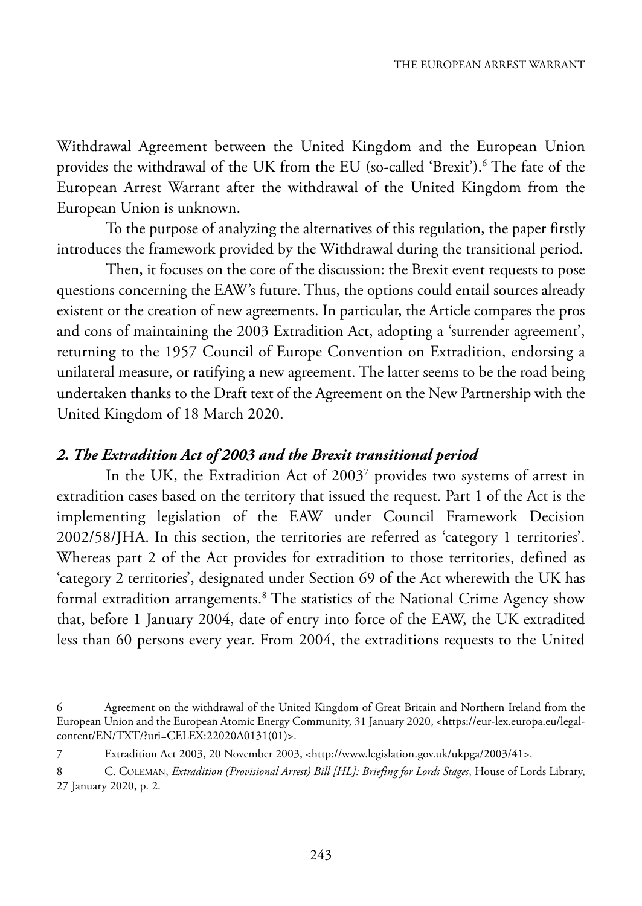Withdrawal Agreement between the United Kingdom and the European Union provides the withdrawal of the UK from the EU (so-called 'Brexit').[6] The fate of the European Arrest Warrant after the withdrawal of the United Kingdom from the European Union is unknown.

To the purpose of analyzing the alternatives of this regulation, the paper firstly introduces the framework provided by the Withdrawal during the transitional period.

Then, it focuses on the core of the discussion: the Brexit event requests to pose questions concerning the EAW's future. Thus, the options could entail sources already existent or the creation of new agreements. In particular, the Article compares the pros and cons of maintaining the 2003 Extradition Act, adopting a 'surrender agreement', returning to the 1957 Council of Europe Convention on Extradition, endorsing a unilateral measure, or ratifying a new agreement. The latter seems to be the road being undertaken thanks to the Draft text of the Agreement on the New Partnership with the United Kingdom of 18 March 2020.

## *2. The Extradition Act of 2003 and the Brexit transitional period*

In the UK, the Extradition Act of 2003[7] provides two systems of arrest in extradition cases based on the territory that issued the request. Part 1 of the Act is the implementing legislation of the EAW under Council Framework Decision 2002/58/JHA. In this section, the territories are referred as 'category 1 territories'. Whereas part 2 of the Act provides for extradition to those territories, defined as 'category 2 territories', designated under Section 69 of the Act wherewith the UK has formal extradition arrangements.[8] The statistics of the National Crime Agency show that, before 1 January 2004, date of entry into force of the EAW, the UK extradited less than 60 persons every year. From 2004, the extraditions requests to the United

---

6 Agreement on the withdrawal of the United Kingdom of Great Britain and Northern Ireland from the European Union and the European Atomic Energy Community, 31 January 2020, <https://eur-lex.europa.eu/legal-content/EN/TXT/?uri=CELEX:22020A0131(01)>.

7 Extradition Act 2003, 20 November 2003, <http://www.legislation.gov.uk/ukpga/2003/41>.

8 C. Coleman, *Extradition (Provisional Arrest) Bill [HL]: Briefing for Lords Stages*, House of Lords Library, 27 January 2020, p. 2.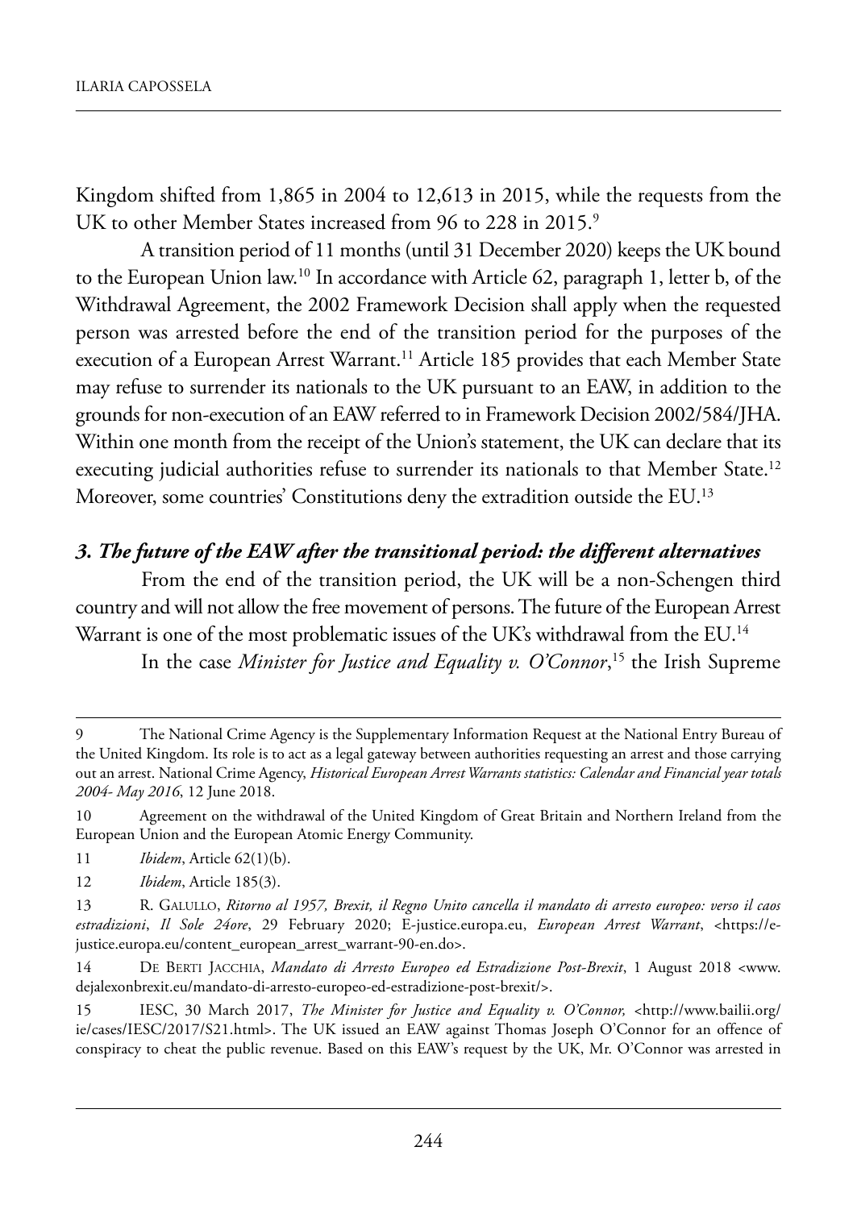Kingdom shifted from 1,865 in 2004 to 12,613 in 2015, while the requests from the UK to other Member States increased from 96 to 228 in 2015.[9]

A transition period of 11 months (until 31 December 2020) keeps the UK bound to the European Union law.[10] In accordance with Article 62, paragraph 1, letter b, of the Withdrawal Agreement, the 2002 Framework Decision shall apply when the requested person was arrested before the end of the transition period for the purposes of the execution of a European Arrest Warrant.[11] Article 185 provides that each Member State may refuse to surrender its nationals to the UK pursuant to an EAW, in addition to the grounds for non-execution of an EAW referred to in Framework Decision 2002/584/JHA. Within one month from the receipt of the Union's statement, the UK can declare that its executing judicial authorities refuse to surrender its nationals to that Member State.[12] Moreover, some countries' Constitutions deny the extradition outside the EU.[13]

### *3. The future of the EAW after the transitional period: the different alternatives*

From the end of the transition period, the UK will be a non-Schengen third country and will not allow the free movement of persons. The future of the European Arrest Warrant is one of the most problematic issues of the UK's withdrawal from the EU.[14]

In the case *Minister for Justice and Equality v. O'Connor*,[15] the Irish Supreme

---

9 The National Crime Agency is the Supplementary Information Request at the National Entry Bureau of the United Kingdom. Its role is to act as a legal gateway between authorities requesting an arrest and those carrying out an arrest. National Crime Agency, *Historical European Arrest Warrants statistics: Calendar and Financial year totals 2004- May 2016*, 12 June 2018.

10 Agreement on the withdrawal of the United Kingdom of Great Britain and Northern Ireland from the European Union and the European Atomic Energy Community.

11 *Ibidem*, Article 62(1)(b).

12 *Ibidem*, Article 185(3).

13 R. Galullo, *Ritorno al 1957, Brexit, il Regno Unito cancella il mandato di arresto europeo: verso il caos estradizioni*, *Il Sole 24ore*, 29 February 2020; E-justice.europa.eu, *European Arrest Warrant*, <https://e-justice.europa.eu/content_european_arrest_warrant-90-en.do>.

14 De Berti Jacchia, *Mandato di Arresto Europeo ed Estradizione Post-Brexit*, 1 August 2018 <www.dejalexonbrexit.eu/mandato-di-arresto-europeo-ed-estradizione-post-brexit/>.

15 IESC, 30 March 2017, *The Minister for Justice and Equality v. O'Connor,* <http://www.bailii.org/ie/cases/IESC/2017/S21.html>. The UK issued an EAW against Thomas Joseph O'Connor for an offence of conspiracy to cheat the public revenue. Based on this EAW's request by the UK, Mr. O'Connor was arrested in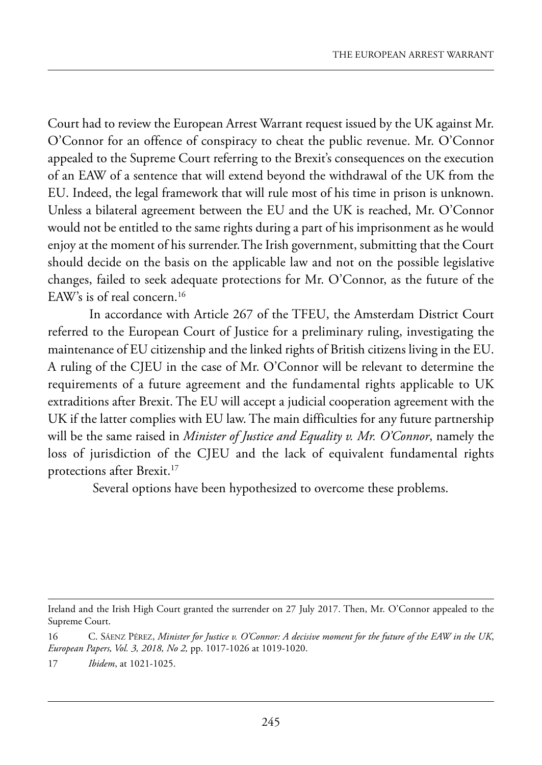Court had to review the European Arrest Warrant request issued by the UK against Mr. O'Connor for an offence of conspiracy to cheat the public revenue. Mr. O'Connor appealed to the Supreme Court referring to the Brexit's consequences on the execution of an EAW of a sentence that will extend beyond the withdrawal of the UK from the EU. Indeed, the legal framework that will rule most of his time in prison is unknown. Unless a bilateral agreement between the EU and the UK is reached, Mr. O'Connor would not be entitled to the same rights during a part of his imprisonment as he would enjoy at the moment of his surrender. The Irish government, submitting that the Court should decide on the basis on the applicable law and not on the possible legislative changes, failed to seek adequate protections for Mr. O'Connor, as the future of the EAW's is of real concern.[16]

In accordance with Article 267 of the TFEU, the Amsterdam District Court referred to the European Court of Justice for a preliminary ruling, investigating the maintenance of EU citizenship and the linked rights of British citizens living in the EU. A ruling of the CJEU in the case of Mr. O'Connor will be relevant to determine the requirements of a future agreement and the fundamental rights applicable to UK extraditions after Brexit. The EU will accept a judicial cooperation agreement with the UK if the latter complies with EU law. The main difficulties for any future partnership will be the same raised in *Minister of Justice and Equality v. Mr. O'Connor*, namely the loss of jurisdiction of the CJEU and the lack of equivalent fundamental rights protections after Brexit.[17]

Several options have been hypothesized to overcome these problems.

---

Ireland and the Irish High Court granted the surrender on 27 July 2017. Then, Mr. O'Connor appealed to the Supreme Court.

16 C. Sáenz Pérez, *Minister for Justice v. O'Connor: A decisive moment for the future of the EAW in the UK*, *European Papers, Vol. 3, 2018, No 2,* pp. 1017-1026 at 1019-1020.

17 *Ibidem*, at 1021-1025.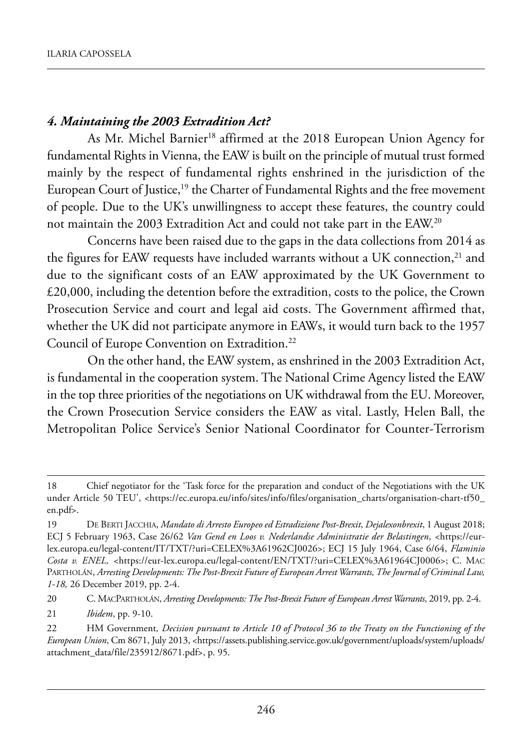#### *4. Maintaining the 2003 Extradition Act?*

As Mr. Michel Barnier[18] affirmed at the 2018 European Union Agency for fundamental Rights in Vienna, the EAW is built on the principle of mutual trust formed mainly by the respect of fundamental rights enshrined in the jurisdiction of the European Court of Justice,[19] the Charter of Fundamental Rights and the free movement of people. Due to the UK's unwillingness to accept these features, the country could not maintain the 2003 Extradition Act and could not take part in the EAW.[20]

Concerns have been raised due to the gaps in the data collections from 2014 as the figures for EAW requests have included warrants without a UK connection,[21] and due to the significant costs of an EAW approximated by the UK Government to £20,000, including the detention before the extradition, costs to the police, the Crown Prosecution Service and court and legal aid costs. The Government affirmed that, whether the UK did not participate anymore in EAWs, it would turn back to the 1957 Council of Europe Convention on Extradition.[22]

On the other hand, the EAW system, as enshrined in the 2003 Extradition Act, is fundamental in the cooperation system. The National Crime Agency listed the EAW in the top three priorities of the negotiations on UK withdrawal from the EU. Moreover, the Crown Prosecution Service considers the EAW as vital. Lastly, Helen Ball, the Metropolitan Police Service's Senior National Coordinator for Counter-Terrorism

---

18 Chief negotiator for the 'Task force for the preparation and conduct of the Negotiations with the UK under Article 50 TEU', <https://ec.europa.eu/info/sites/info/files/organisation_charts/organisation-chart-tf50_en.pdf>.

19 De Berti Jacchia, *Mandato di Arresto Europeo ed Estradizione Post-Brexit*, *Dejalexonbrexit*, 1 August 2018; ECJ 5 February 1963, Case 26/62 *Van Gend en Loos v. Nederlandse Administratie der Belastingen*, <https://eur-lex.europa.eu/legal-content/IT/TXT/?uri=CELEX%3A61962CJ0026>; ECJ 15 July 1964, Case 6/64, *Flaminio Costa v. ENEL,* <https://eur-lex.europa.eu/legal-content/EN/TXT/?uri=CELEX%3A61964CJ0006>; C. Mac Partholán, *Arresting Developments: The Post-Brexit Future of European Arrest Warrants, The Journal of Criminal Law, 1-18,* 26 December 2019, pp. 2-4.

20 C. MacPartholán, *Arresting Developments: The Post-Brexit Future of European Arrest Warrants*, 2019, pp. 2-4.

21 *Ibidem*, pp. 9-10.

22 HM Government*, Decision pursuant to Article 10 of Protocol 36 to the Treaty on the Functioning of the European Union*, Cm 8671, July 2013, <https://assets.publishing.service.gov.uk/government/uploads/system/uploads/attachment_data/file/235912/8671.pdf>, p. 95.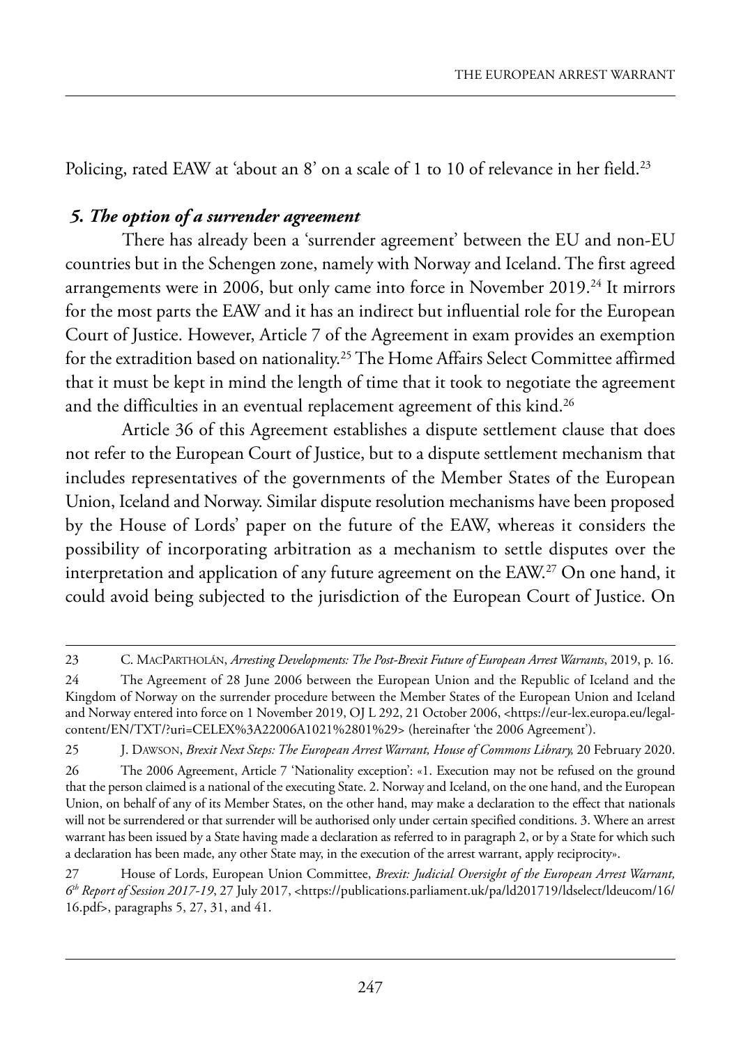Policing, rated EAW at 'about an 8' on a scale of 1 to 10 of relevance in her field.[23]

### *5. The option of a surrender agreement*

There has already been a 'surrender agreement' between the EU and non-EU countries but in the Schengen zone, namely with Norway and Iceland. The first agreed arrangements were in 2006, but only came into force in November 2019.[24] It mirrors for the most parts the EAW and it has an indirect but influential role for the European Court of Justice. However, Article 7 of the Agreement in exam provides an exemption for the extradition based on nationality.[25] The Home Affairs Select Committee affirmed that it must be kept in mind the length of time that it took to negotiate the agreement and the difficulties in an eventual replacement agreement of this kind.[26]

Article 36 of this Agreement establishes a dispute settlement clause that does not refer to the European Court of Justice, but to a dispute settlement mechanism that includes representatives of the governments of the Member States of the European Union, Iceland and Norway. Similar dispute resolution mechanisms have been proposed by the House of Lords' paper on the future of the EAW, whereas it considers the possibility of incorporating arbitration as a mechanism to settle disputes over the interpretation and application of any future agreement on the EAW.[27] On one hand, it could avoid being subjected to the jurisdiction of the European Court of Justice. On

---

23 C. MacPartholán, *Arresting Developments: The Post-Brexit Future of European Arrest Warrants*, 2019, p. 16.

24 The Agreement of 28 June 2006 between the European Union and the Republic of Iceland and the Kingdom of Norway on the surrender procedure between the Member States of the European Union and Iceland and Norway entered into force on 1 November 2019, OJ L 292, 21 October 2006, <https://eur-lex.europa.eu/legal-content/EN/TXT/?uri=CELEX%3A22006A1021%2801%29> (hereinafter 'the 2006 Agreement').

25 J. Dawson, *Brexit Next Steps: The European Arrest Warrant, House of Commons Library,* 20 February 2020.

26 The 2006 Agreement, Article 7 'Nationality exception': «1. Execution may not be refused on the ground that the person claimed is a national of the executing State. 2. Norway and Iceland, on the one hand, and the European Union, on behalf of any of its Member States, on the other hand, may make a declaration to the effect that nationals will not be surrendered or that surrender will be authorised only under certain specified conditions. 3. Where an arrest warrant has been issued by a State having made a declaration as referred to in paragraph 2, or by a State for which such a declaration has been made, any other State may, in the execution of the arrest warrant, apply reciprocity».

27 House of Lords, European Union Committee, *Brexit: Judicial Oversight of the European Arrest Warrant, 6th Report of Session 2017-19*, 27 July 2017, <https://publications.parliament.uk/pa/ld201719/ldselect/ldeucom/16/16.pdf>, paragraphs 5, 27, 31, and 41.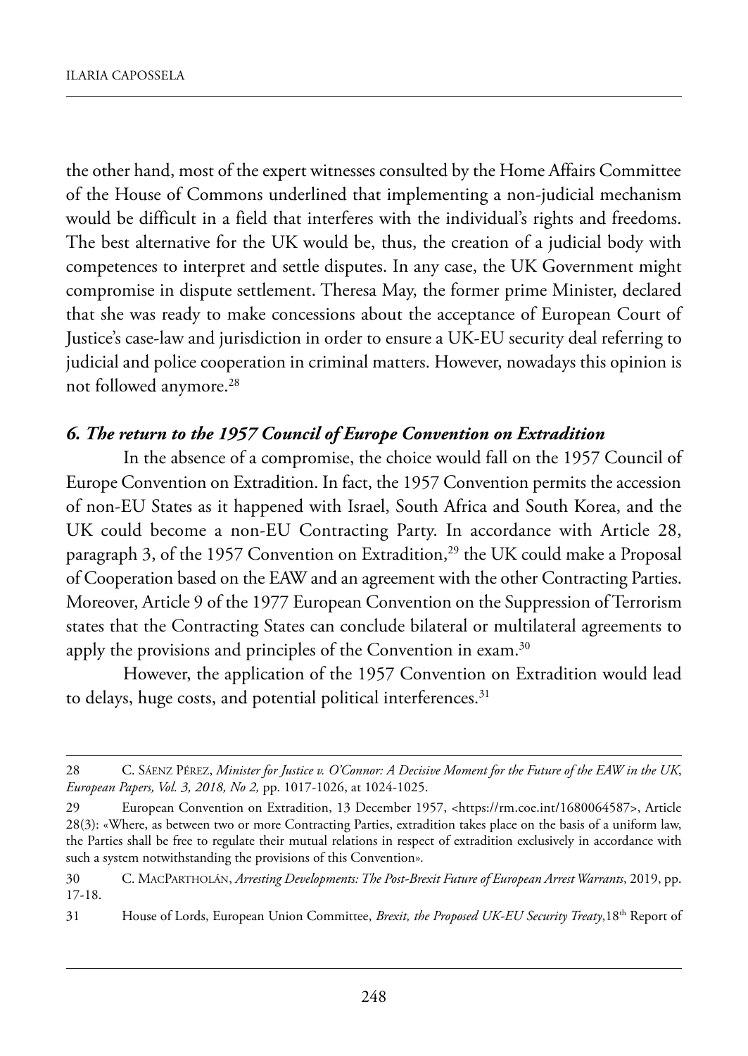the other hand, most of the expert witnesses consulted by the Home Affairs Committee of the House of Commons underlined that implementing a non-judicial mechanism would be difficult in a field that interferes with the individual's rights and freedoms. The best alternative for the UK would be, thus, the creation of a judicial body with competences to interpret and settle disputes. In any case, the UK Government might compromise in dispute settlement. Theresa May, the former prime Minister, declared that she was ready to make concessions about the acceptance of European Court of Justice's case-law and jurisdiction in order to ensure a UK-EU security deal referring to judicial and police cooperation in criminal matters. However, nowadays this opinion is not followed anymore.[28]

### *6. The return to the 1957 Council of Europe Convention on Extradition*

In the absence of a compromise, the choice would fall on the 1957 Council of Europe Convention on Extradition. In fact, the 1957 Convention permits the accession of non-EU States as it happened with Israel, South Africa and South Korea, and the UK could become a non-EU Contracting Party. In accordance with Article 28, paragraph 3, of the 1957 Convention on Extradition,[29] the UK could make a Proposal of Cooperation based on the EAW and an agreement with the other Contracting Parties. Moreover, Article 9 of the 1977 European Convention on the Suppression of Terrorism states that the Contracting States can conclude bilateral or multilateral agreements to apply the provisions and principles of the Convention in exam.[30]

However, the application of the 1957 Convention on Extradition would lead to delays, huge costs, and potential political interferences.[31]

---

28 C. Sáenz Pérez, *Minister for Justice v. O'Connor: A Decisive Moment for the Future of the EAW in the UK*, *European Papers, Vol. 3, 2018, No 2,* pp. 1017-1026, at 1024-1025.

29 European Convention on Extradition, 13 December 1957, <https://rm.coe.int/1680064587>, Article 28(3): «Where, as between two or more Contracting Parties, extradition takes place on the basis of a uniform law, the Parties shall be free to regulate their mutual relations in respect of extradition exclusively in accordance with such a system notwithstanding the provisions of this Convention».

30 C. MacPhartholán, *Arresting Developments: The Post-Brexit Future of European Arrest Warrants*, 2019, pp. 17-18.

31 House of Lords, European Union Committee, *Brexit, the Proposed UK-EU Security Treaty*, 18th Report of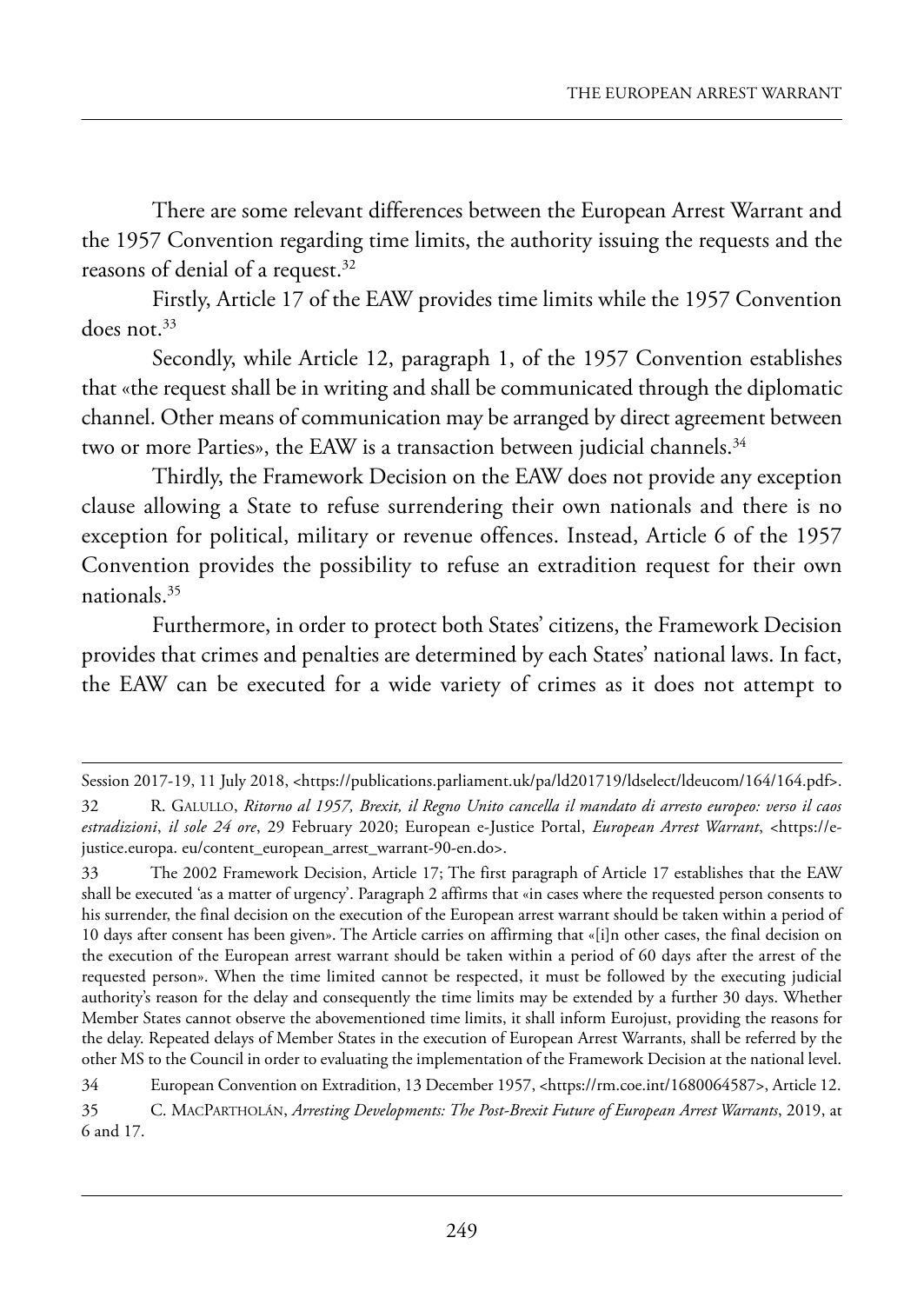There are some relevant differences between the European Arrest Warrant and the 1957 Convention regarding time limits, the authority issuing the requests and the reasons of denial of a request.[32]

Firstly, Article 17 of the EAW provides time limits while the 1957 Convention does not.[33]

Secondly, while Article 12, paragraph 1, of the 1957 Convention establishes that «the request shall be in writing and shall be communicated through the diplomatic channel. Other means of communication may be arranged by direct agreement between two or more Parties», the EAW is a transaction between judicial channels.[34]

Thirdly, the Framework Decision on the EAW does not provide any exception clause allowing a State to refuse surrendering their own nationals and there is no exception for political, military or revenue offences. Instead, Article 6 of the 1957 Convention provides the possibility to refuse an extradition request for their own nationals.[35]

Furthermore, in order to protect both States' citizens, the Framework Decision provides that crimes and penalties are determined by each States' national laws. In fact, the EAW can be executed for a wide variety of crimes as it does not attempt to

---

Session 2017-19, 11 July 2018, <https://publications.parliament.uk/pa/ld201719/ldselect/ldeucom/164/164.pdf>.

32 R. GALULLO, *Ritorno al 1957, Brexit, il Regno Unito cancella il mandato di arresto europeo: verso il caos estradizioni*, *il sole 24 ore*, 29 February 2020; European e-Justice Portal, *European Arrest Warrant*, <https://e-justice.europa. eu/content_european_arrest_warrant-90-en.do>.

33 The 2002 Framework Decision, Article 17; The first paragraph of Article 17 establishes that the EAW shall be executed 'as a matter of urgency'. Paragraph 2 affirms that «in cases where the requested person consents to his surrender, the final decision on the execution of the European arrest warrant should be taken within a period of 10 days after consent has been given». The Article carries on affirming that «[i]n other cases, the final decision on the execution of the European arrest warrant should be taken within a period of 60 days after the arrest of the requested person». When the time limited cannot be respected, it must be followed by the executing judicial authority's reason for the delay and consequently the time limits may be extended by a further 30 days. Whether Member States cannot observe the abovementioned time limits, it shall inform Eurojust, providing the reasons for the delay. Repeated delays of Member States in the execution of European Arrest Warrants, shall be referred by the other MS to the Council in order to evaluating the implementation of the Framework Decision at the national level.

34 European Convention on Extradition, 13 December 1957, <https://rm.coe.int/1680064587>, Article 12.

35 C. MACPARTHOLÁN, *Arresting Developments: The Post-Brexit Future of European Arrest Warrants*, 2019, at 6 and 17.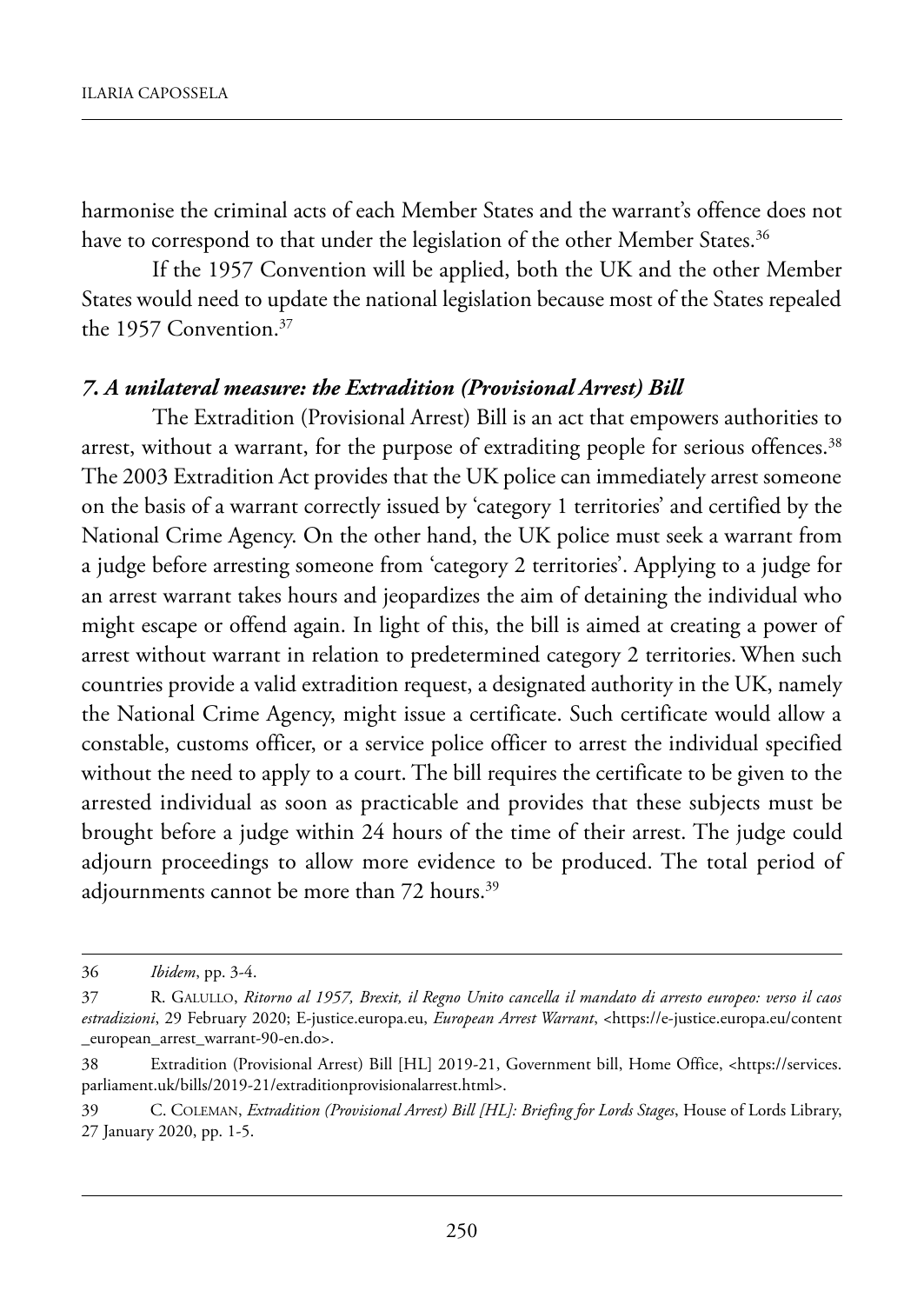harmonise the criminal acts of each Member States and the warrant's offence does not have to correspond to that under the legislation of the other Member States.[36]

If the 1957 Convention will be applied, both the UK and the other Member States would need to update the national legislation because most of the States repealed the 1957 Convention.[37]

### *7. A unilateral measure: the Extradition (Provisional Arrest) Bill*

The Extradition (Provisional Arrest) Bill is an act that empowers authorities to arrest, without a warrant, for the purpose of extraditing people for serious offences.[38] The 2003 Extradition Act provides that the UK police can immediately arrest someone on the basis of a warrant correctly issued by 'category 1 territories' and certified by the National Crime Agency. On the other hand, the UK police must seek a warrant from a judge before arresting someone from 'category 2 territories'. Applying to a judge for an arrest warrant takes hours and jeopardizes the aim of detaining the individual who might escape or offend again. In light of this, the bill is aimed at creating a power of arrest without warrant in relation to predetermined category 2 territories. When such countries provide a valid extradition request, a designated authority in the UK, namely the National Crime Agency, might issue a certificate. Such certificate would allow a constable, customs officer, or a service police officer to arrest the individual specified without the need to apply to a court. The bill requires the certificate to be given to the arrested individual as soon as practicable and provides that these subjects must be brought before a judge within 24 hours of the time of their arrest. The judge could adjourn proceedings to allow more evidence to be produced. The total period of adjournments cannot be more than 72 hours.[39]

---

36 *Ibidem*, pp. 3-4.

37 R. Galullo, *Ritorno al 1957, Brexit, il Regno Unito cancella il mandato di arresto europeo: verso il caos estradizioni*, 29 February 2020; E-justice.europa.eu, *European Arrest Warrant*, <https://e-justice.europa.eu/content_european_arrest_warrant-90-en.do>.

38 Extradition (Provisional Arrest) Bill [HL] 2019-21, Government bill, Home Office, <https://services.parliament.uk/bills/2019-21/extraditionprovisionalarrest.html>.

39 C. Coleman, *Extradition (Provisional Arrest) Bill [HL]: Briefing for Lords Stages*, House of Lords Library, 27 January 2020, pp. 1-5.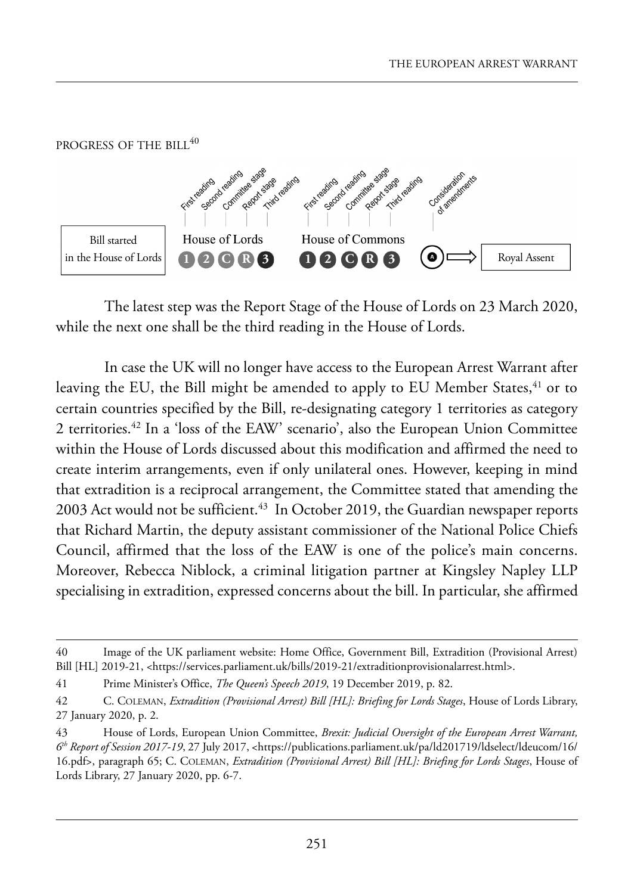PROGRESS OF THE BILL[40]

First reading
Second reading
Committee stage
Report stage
Third reading
First reading
Second reading
Committee stage
Report stage
Third reading
Consideration of amendments

Bill started in the House of Lords

House of Lords
1 2 C R 3

House of Commons
1 2 C R 3

A

Royal Assent

The latest step was the Report Stage of the House of Lords on 23 March 2020, while the next one shall be the third reading in the House of Lords.

In case the UK will no longer have access to the European Arrest Warrant after leaving the EU, the Bill might be amended to apply to EU Member States,[41] or to certain countries specified by the Bill, re-designating category 1 territories as category 2 territories.[42] In a 'loss of the EAW' scenario', also the European Union Committee within the House of Lords discussed about this modification and affirmed the need to create interim arrangements, even if only unilateral ones. However, keeping in mind that extradition is a reciprocal arrangement, the Committee stated that amending the 2003 Act would not be sufficient.[43] In October 2019, the Guardian newspaper reports that Richard Martin, the deputy assistant commissioner of the National Police Chiefs Council, affirmed that the loss of the EAW is one of the police's main concerns. Moreover, Rebecca Niblock, a criminal litigation partner at Kingsley Napley LLP specialising in extradition, expressed concerns about the bill. In particular, she affirmed

---

40 Image of the UK parliament website: Home Office, Government Bill, Extradition (Provisional Arrest) Bill [HL] 2019-21, <https://services.parliament.uk/bills/2019-21/extraditionprovisionalarrest.html>.

41 Prime Minister's Office, *The Queen's Speech 2019*, 19 December 2019, p. 82.

42 C. COLEMAN, *Extradition (Provisional Arrest) Bill [HL]: Briefing for Lords Stages*, House of Lords Library, 27 January 2020, p. 2.

43 House of Lords, European Union Committee, *Brexit: Judicial Oversight of the European Arrest Warrant, 6th Report of Session 2017-19*, 27 July 2017, <https://publications.parliament.uk/pa/ld201719/ldselect/ldeucom/16/16.pdf>, paragraph 65; C. COLEMAN, *Extradition (Provisional Arrest) Bill [HL]: Briefing for Lords Stages*, House of Lords Library, 27 January 2020, pp. 6-7.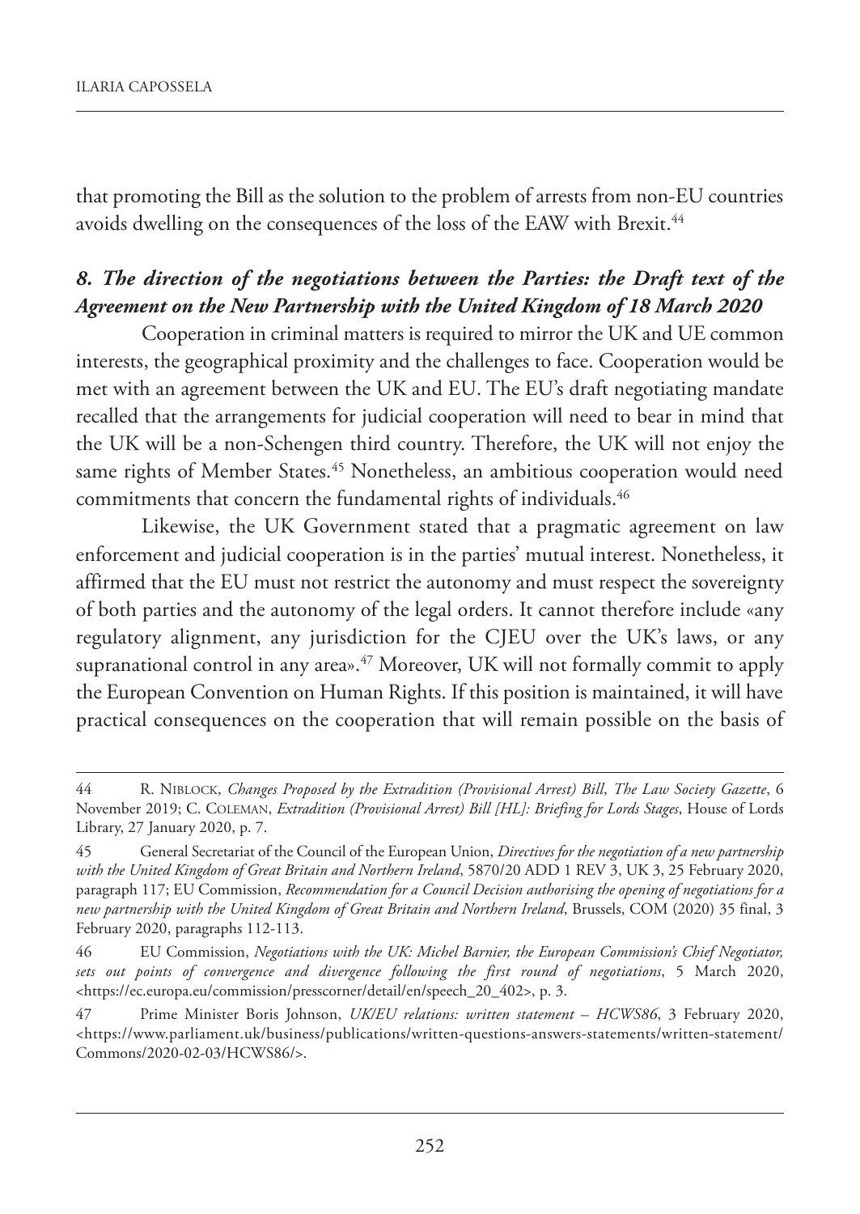that promoting the Bill as the solution to the problem of arrests from non-EU countries avoids dwelling on the consequences of the loss of the EAW with Brexit.[44]

### *8. The direction of the negotiations between the Parties: the Draft text of the Agreement on the New Partnership with the United Kingdom of 18 March 2020*

Cooperation in criminal matters is required to mirror the UK and UE common interests, the geographical proximity and the challenges to face. Cooperation would be met with an agreement between the UK and EU. The EU's draft negotiating mandate recalled that the arrangements for judicial cooperation will need to bear in mind that the UK will be a non-Schengen third country. Therefore, the UK will not enjoy the same rights of Member States.[45] Nonetheless, an ambitious cooperation would need commitments that concern the fundamental rights of individuals.[46]

Likewise, the UK Government stated that a pragmatic agreement on law enforcement and judicial cooperation is in the parties' mutual interest. Nonetheless, it affirmed that the EU must not restrict the autonomy and must respect the sovereignty of both parties and the autonomy of the legal orders. It cannot therefore include «any regulatory alignment, any jurisdiction for the CJEU over the UK's laws, or any supranational control in any area».[47] Moreover, UK will not formally commit to apply the European Convention on Human Rights. If this position is maintained, it will have practical consequences on the cooperation that will remain possible on the basis of

---

44 R. Niblock, *Changes Proposed by the Extradition (Provisional Arrest) Bill*, *The Law Society Gazette*, 6 November 2019; C. Coleman, *Extradition (Provisional Arrest) Bill [HL]: Briefing for Lords Stages*, House of Lords Library, 27 January 2020, p. 7.

45 General Secretariat of the Council of the European Union, *Directives for the negotiation of a new partnership with the United Kingdom of Great Britain and Northern Ireland*, 5870/20 ADD 1 REV 3, UK 3, 25 February 2020, paragraph 117; EU Commission, *Recommendation for a Council Decision authorising the opening of negotiations for a new partnership with the United Kingdom of Great Britain and Northern Ireland*, Brussels, COM (2020) 35 final, 3 February 2020, paragraphs 112-113.

46 EU Commission, *Negotiations with the UK: Michel Barnier, the European Commission's Chief Negotiator, sets out points of convergence and divergence following the first round of negotiations*, 5 March 2020, <https://ec.europa.eu/commission/presscorner/detail/en/speech_20_402>, p. 3.

47 Prime Minister Boris Johnson, *UK/EU relations: written statement – HCWS86*, 3 February 2020, <https://www.parliament.uk/business/publications/written-questions-answers-statements/written-statement/Commons/2020-02-03/HCWS86/>.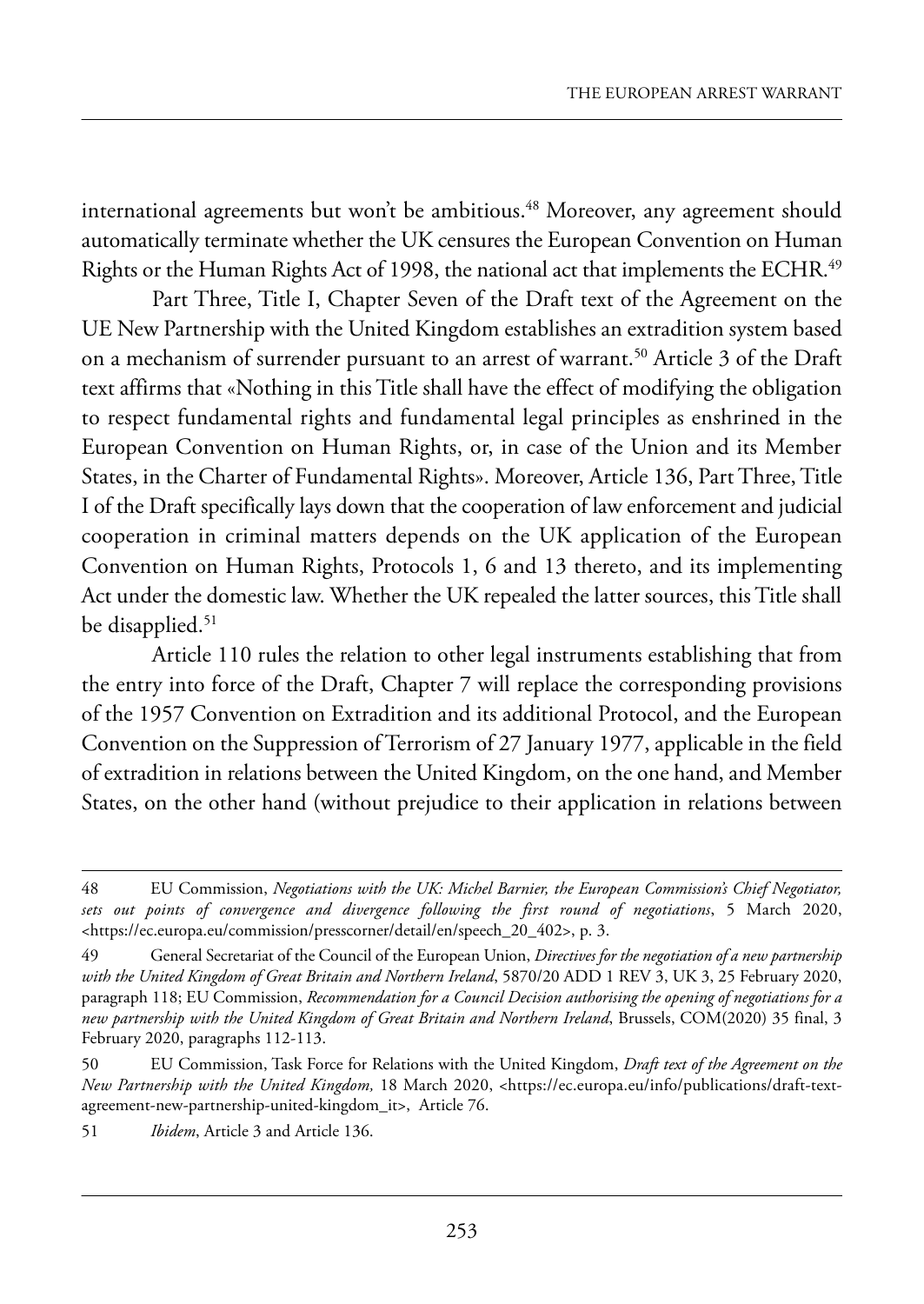international agreements but won't be ambitious.[48] Moreover, any agreement should automatically terminate whether the UK censures the European Convention on Human Rights or the Human Rights Act of 1998, the national act that implements the ECHR.[49]

Part Three, Title I, Chapter Seven of the Draft text of the Agreement on the UE New Partnership with the United Kingdom establishes an extradition system based on a mechanism of surrender pursuant to an arrest of warrant.[50] Article 3 of the Draft text affirms that «Nothing in this Title shall have the effect of modifying the obligation to respect fundamental rights and fundamental legal principles as enshrined in the European Convention on Human Rights, or, in case of the Union and its Member States, in the Charter of Fundamental Rights». Moreover, Article 136, Part Three, Title I of the Draft specifically lays down that the cooperation of law enforcement and judicial cooperation in criminal matters depends on the UK application of the European Convention on Human Rights, Protocols 1, 6 and 13 thereto, and its implementing Act under the domestic law. Whether the UK repealed the latter sources, this Title shall be disapplied.[51]

Article 110 rules the relation to other legal instruments establishing that from the entry into force of the Draft, Chapter 7 will replace the corresponding provisions of the 1957 Convention on Extradition and its additional Protocol, and the European Convention on the Suppression of Terrorism of 27 January 1977, applicable in the field of extradition in relations between the United Kingdom, on the one hand, and Member States, on the other hand (without prejudice to their application in relations between

---

48 EU Commission, *Negotiations with the UK: Michel Barnier, the European Commission's Chief Negotiator, sets out points of convergence and divergence following the first round of negotiations*, 5 March 2020, <https://ec.europa.eu/commission/presscorner/detail/en/speech_20_402>, p. 3.

49 General Secretariat of the Council of the European Union, *Directives for the negotiation of a new partnership with the United Kingdom of Great Britain and Northern Ireland*, 5870/20 ADD 1 REV 3, UK 3, 25 February 2020, paragraph 118; EU Commission, *Recommendation for a Council Decision authorising the opening of negotiations for a new partnership with the United Kingdom of Great Britain and Northern Ireland*, Brussels, COM(2020) 35 final, 3 February 2020, paragraphs 112-113.

50 EU Commission, Task Force for Relations with the United Kingdom, *Draft text of the Agreement on the New Partnership with the United Kingdom,* 18 March 2020, <https://ec.europa.eu/info/publications/draft-text-agreement-new-partnership-united-kingdom_it>, Article 76.

51 *Ibidem*, Article 3 and Article 136.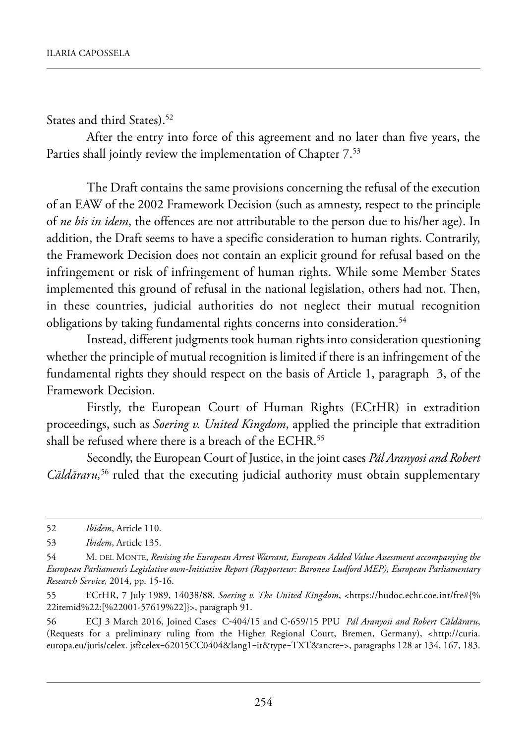States and third States).[52]

After the entry into force of this agreement and no later than five years, the Parties shall jointly review the implementation of Chapter 7.[53]

The Draft contains the same provisions concerning the refusal of the execution of an EAW of the 2002 Framework Decision (such as amnesty, respect to the principle of *ne bis in idem*, the offences are not attributable to the person due to his/her age). In addition, the Draft seems to have a specific consideration to human rights. Contrarily, the Framework Decision does not contain an explicit ground for refusal based on the infringement or risk of infringement of human rights. While some Member States implemented this ground of refusal in the national legislation, others had not. Then, in these countries, judicial authorities do not neglect their mutual recognition obligations by taking fundamental rights concerns into consideration.[54]

Instead, different judgments took human rights into consideration questioning whether the principle of mutual recognition is limited if there is an infringement of the fundamental rights they should respect on the basis of Article 1, paragraph 3, of the Framework Decision.

Firstly, the European Court of Human Rights (ECtHR) in extradition proceedings, such as *Soering v. United Kingdom*, applied the principle that extradition shall be refused where there is a breach of the ECHR.[55]

Secondly, the European Court of Justice, in the joint cases *Pál Aranyosi and Robert Căldăraru,*[56] ruled that the executing judicial authority must obtain supplementary

---

52 *Ibidem*, Article 110.

53 *Ibidem*, Article 135.

54 M. del Monte, *Revising the European Arrest Warrant, European Added Value Assessment accompanying the European Parliament's Legislative own-Initiative Report (Rapporteur: Baroness Ludford MEP), European Parliamentary Research Service,* 2014, pp. 15-16.

55 ECtHR, 7 July 1989, 14038/88, *Soering v. The United Kingdom*, <https://hudoc.echr.coe.int/fre#{%22itemid%22:[%22001-57619%22]}>, paragraph 91.

56 ECJ 3 March 2016, Joined Cases C-404/15 and C-659/15 PPU *Pál Aranyosi and Robert Căldăraru*, (Requests for a preliminary ruling from the Higher Regional Court, Bremen, Germany), <http://curia.europa.eu/juris/celex. jsf?celex=62015CC0404&lang1=it&type=TXT&ancre=>, paragraphs 128 at 134, 167, 183.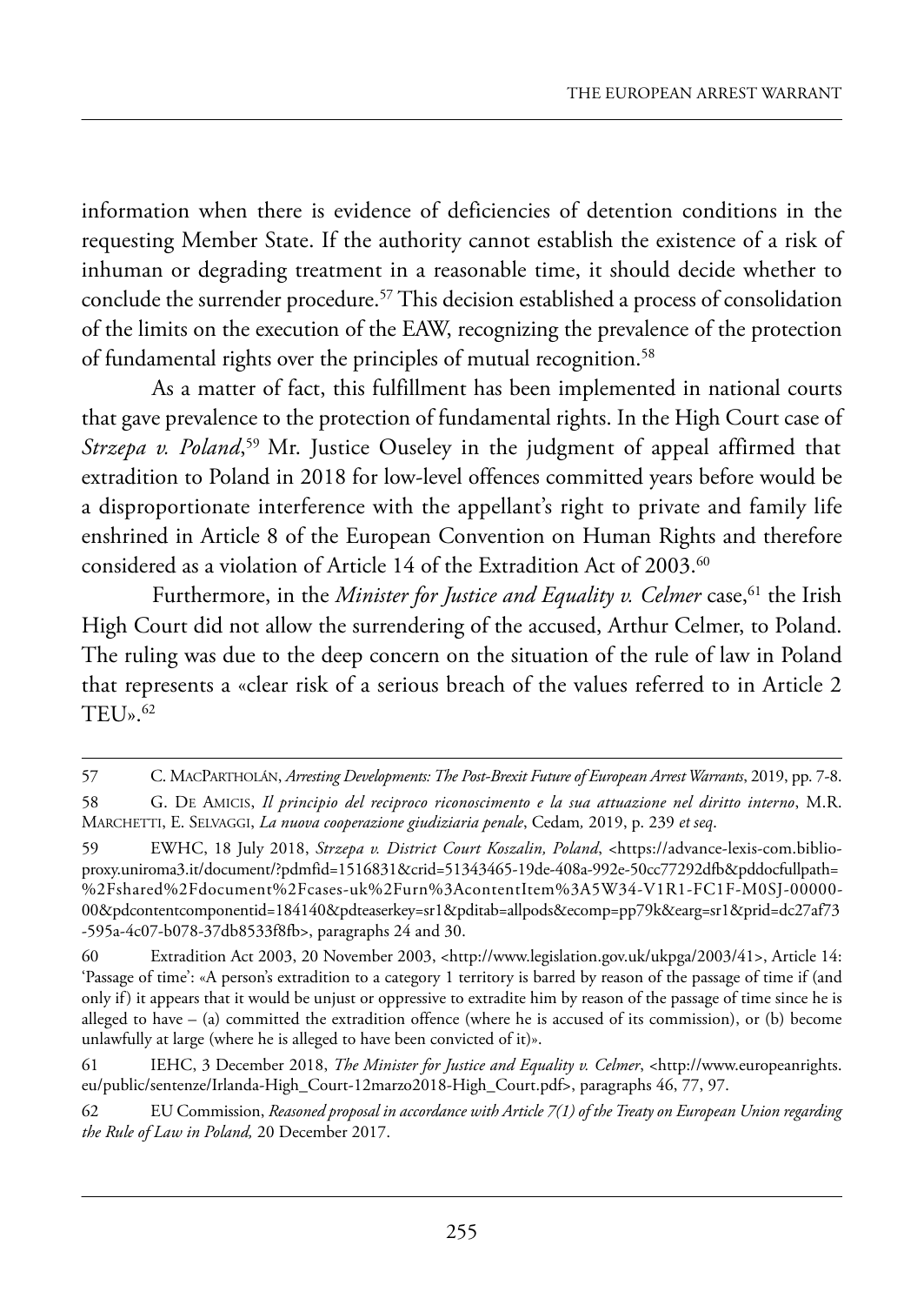information when there is evidence of deficiencies of detention conditions in the requesting Member State. If the authority cannot establish the existence of a risk of inhuman or degrading treatment in a reasonable time, it should decide whether to conclude the surrender procedure.[57] This decision established a process of consolidation of the limits on the execution of the EAW, recognizing the prevalence of the protection of fundamental rights over the principles of mutual recognition.[58]

As a matter of fact, this fulfillment has been implemented in national courts that gave prevalence to the protection of fundamental rights. In the High Court case of *Strzepa v. Poland*,[59] Mr. Justice Ouseley in the judgment of appeal affirmed that extradition to Poland in 2018 for low-level offences committed years before would be a disproportionate interference with the appellant's right to private and family life enshrined in Article 8 of the European Convention on Human Rights and therefore considered as a violation of Article 14 of the Extradition Act of 2003.[60]

Furthermore, in the *Minister for Justice and Equality v. Celmer* case,[61] the Irish High Court did not allow the surrendering of the accused, Arthur Celmer, to Poland. The ruling was due to the deep concern on the situation of the rule of law in Poland that represents a «clear risk of a serious breach of the values referred to in Article 2 TEU».[62]

---

57 C. MacPartholán, *Arresting Developments: The Post-Brexit Future of European Arrest Warrants*, 2019, pp. 7-8.

58 G. De Amicis, *Il principio del reciproco riconoscimento e la sua attuazione nel diritto interno*, M.R. Marchetti, E. Selvaggi, *La nuova cooperazione giudiziaria penale*, Cedam, 2019, p. 239 *et seq*.

59 EWHC, 18 July 2018, *Strzepa v. District Court Koszalin, Poland*, <https://advance-lexis-com.biblio-proxy.uniroma3.it/document/?pdmfid=1516831&crid=51343465-19de-408a-992e-50cc77292dfb&pddocfullpath=%2Fshared%2Fdocument%2Fcases-uk%2Furn%3AcontentItem%3A5W34-V1R1-FC1F-M0SJ-00000-00&pdcontentcomponentid=184140&pdteaserkey=sr1&pditab=allpods&ecomp=pp79k&earg=sr1&prid=dc27af73-595a-4c07-b078-37db8533f8fb>, paragraphs 24 and 30.

60 Extradition Act 2003, 20 November 2003, <http://www.legislation.gov.uk/ukpga/2003/41>, Article 14: 'Passage of time': «A person's extradition to a category 1 territory is barred by reason of the passage of time if (and only if) it appears that it would be unjust or oppressive to extradite him by reason of the passage of time since he is alleged to have – (a) committed the extradition offence (where he is accused of its commission), or (b) become unlawfully at large (where he is alleged to have been convicted of it)».

61 IEHC, 3 December 2018, *The Minister for Justice and Equality v. Celmer*, <http://www.europeanrights.eu/public/sentenze/Irlanda-High_Court-12marzo2018-High_Court.pdf>, paragraphs 46, 77, 97.

62 EU Commission, *Reasoned proposal in accordance with Article 7(1) of the Treaty on European Union regarding the Rule of Law in Poland,* 20 December 2017.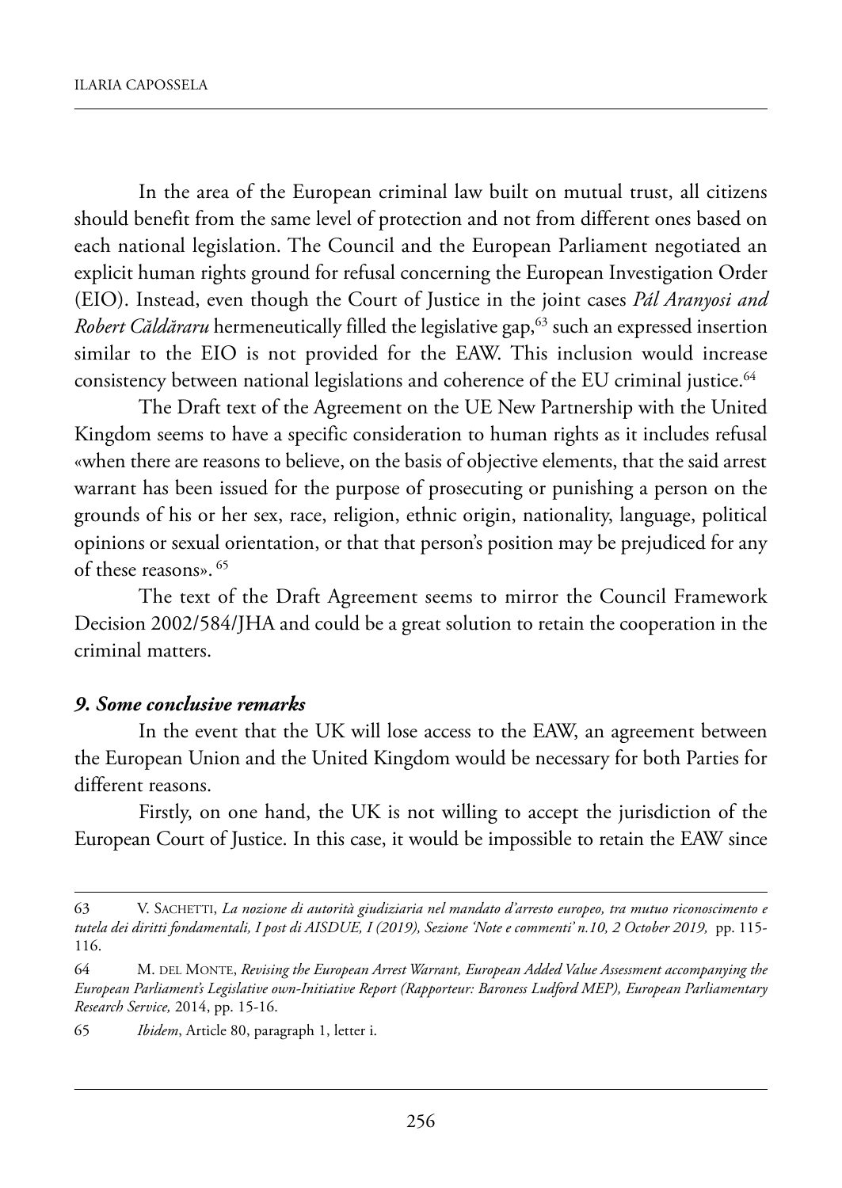In the area of the European criminal law built on mutual trust, all citizens should benefit from the same level of protection and not from different ones based on each national legislation. The Council and the European Parliament negotiated an explicit human rights ground for refusal concerning the European Investigation Order (EIO). Instead, even though the Court of Justice in the joint cases *Pál Aranyosi and Robert Căldăraru* hermeneutically filled the legislative gap,[63] such an expressed insertion similar to the EIO is not provided for the EAW. This inclusion would increase consistency between national legislations and coherence of the EU criminal justice.[64]

The Draft text of the Agreement on the UE New Partnership with the United Kingdom seems to have a specific consideration to human rights as it includes refusal «when there are reasons to believe, on the basis of objective elements, that the said arrest warrant has been issued for the purpose of prosecuting or punishing a person on the grounds of his or her sex, race, religion, ethnic origin, nationality, language, political opinions or sexual orientation, or that that person's position may be prejudiced for any of these reasons». [65]

The text of the Draft Agreement seems to mirror the Council Framework Decision 2002/584/JHA and could be a great solution to retain the cooperation in the criminal matters.

### *9. Some conclusive remarks*

In the event that the UK will lose access to the EAW, an agreement between the European Union and the United Kingdom would be necessary for both Parties for different reasons.

Firstly, on one hand, the UK is not willing to accept the jurisdiction of the European Court of Justice. In this case, it would be impossible to retain the EAW since

---

63 V. Sachetti, *La nozione di autorità giudiziaria nel mandato d'arresto europeo, tra mutuo riconoscimento e tutela dei diritti fondamentali, I post di AISDUE, I (2019), Sezione 'Note e commenti' n.10, 2 October 2019,* pp. 115-116.

64 M. del Monte, *Revising the European Arrest Warrant, European Added Value Assessment accompanying the European Parliament's Legislative own-Initiative Report (Rapporteur: Baroness Ludford MEP), European Parliamentary Research Service,* 2014, pp. 15-16.

65 *Ibidem*, Article 80, paragraph 1, letter i.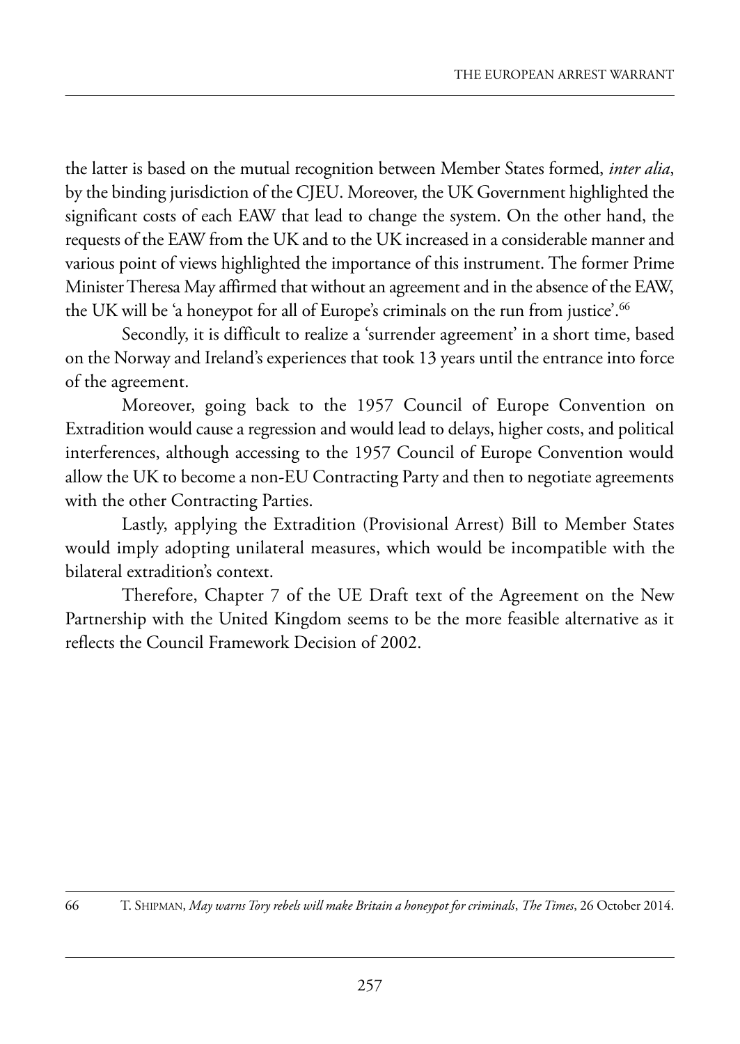the latter is based on the mutual recognition between Member States formed, *inter alia*, by the binding jurisdiction of the CJEU. Moreover, the UK Government highlighted the significant costs of each EAW that lead to change the system. On the other hand, the requests of the EAW from the UK and to the UK increased in a considerable manner and various point of views highlighted the importance of this instrument. The former Prime Minister Theresa May affirmed that without an agreement and in the absence of the EAW, the UK will be 'a honeypot for all of Europe's criminals on the run from justice'.[66]

Secondly, it is difficult to realize a 'surrender agreement' in a short time, based on the Norway and Ireland's experiences that took 13 years until the entrance into force of the agreement.

Moreover, going back to the 1957 Council of Europe Convention on Extradition would cause a regression and would lead to delays, higher costs, and political interferences, although accessing to the 1957 Council of Europe Convention would allow the UK to become a non-EU Contracting Party and then to negotiate agreements with the other Contracting Parties.

Lastly, applying the Extradition (Provisional Arrest) Bill to Member States would imply adopting unilateral measures, which would be incompatible with the bilateral extradition's context.

Therefore, Chapter 7 of the UE Draft text of the Agreement on the New Partnership with the United Kingdom seems to be the more feasible alternative as it reflects the Council Framework Decision of 2002.

---

66 T. Shipman, *May warns Tory rebels will make Britain a honeypot for criminals*, *The Times*, 26 October 2014.